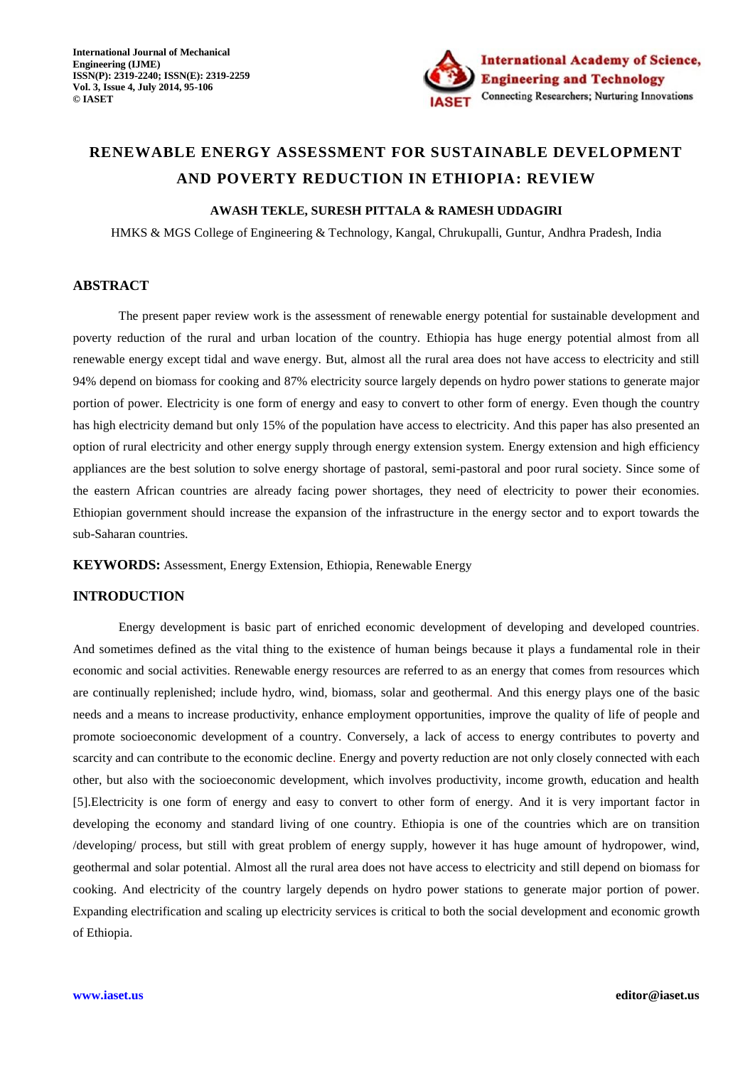# RENEWABLE ENERGY ASSESSMENT FOR SUSTAINABLE DEVELOPMENT AND POVERTY REDUCTION IN ETHIOPIA: REVIEW

**AWASH TEKLE, SURESH PITTALA & RAMESH UDDAGIRI**

HMKS & MGS College of Engineering & Technology, Kangal, Chrukupalli, Guntur, Andhra Pradesh, India

## ABSTRACT

The present paper review work is the assessment of renewable energy potential for sustainable development and poverty reduction of the rural and urban location of the country. Ethiopia has huge energy potential almost from all renewable energy except tidal and wave energy. But, almost all the rural area does not have access to electricity and still 94% depend on biomass for cooking and 87% electricity source largely depends on hydro power stations to generate major portion of power. Electricity is one form of energy and easy to convert to other form of energy. Even though the country has high electricity demand but only 15% of the population have access to electricity. And this paper has also presented an option of rural electricity and other energy supply through energy extension system. Energy extension and high efficiency appliances are the best solution to solve energy shortage of pastoral, semi-pastoral and poor rural society. Since some of the eastern African countries are already facing power shortages, they need of electricity to power their economies. Ethiopian government should increase the expansion of the infrastructure in the energy sector and to export towards the sub-Saharan countries.

**KEYWORDS:** Assessment, Energy Extension, Ethiopia, Renewable Energy

## INTRODUCTION

Energy development is basic part of enriched economic development of developing and developed countries. And sometimes defined as the vital thing to the existence of human beings because it plays a fundamental role in their economic and social activities. Renewable energy resources are referred to as an energy that comes from resources which are continually replenished; include hydro, wind, biomass, solar and geothermal. And this energy plays one of the basic needs and a means to increase productivity, enhance employment opportunities, improve the quality of life of people and promote socioeconomic development of a country. Conversely, a lack of access to energy contributes to poverty and scarcity and can contribute to the economic decline. Energy and poverty reduction are not only closely connected with each other, but also with the socioeconomic development, which involves productivity, income growth, education and health [5].Electricity is one form of energy and easy to convert to other form of energy. And it is very important factor in developing the economy and standard living of one country. Ethiopia is one of the countries which are on transition /developing/ process, but still with great problem of energy supply, however it has huge amount of hydropower, wind, geothermal and solar potential. Almost all the rural area does not have access to electricity and still depend on biomass for cooking. And electricity of the country largely depends on hydro power stations to generate major portion of power. Expanding electrification and scaling up electricity services is critical to both the social development and economic growth of Ethiopia.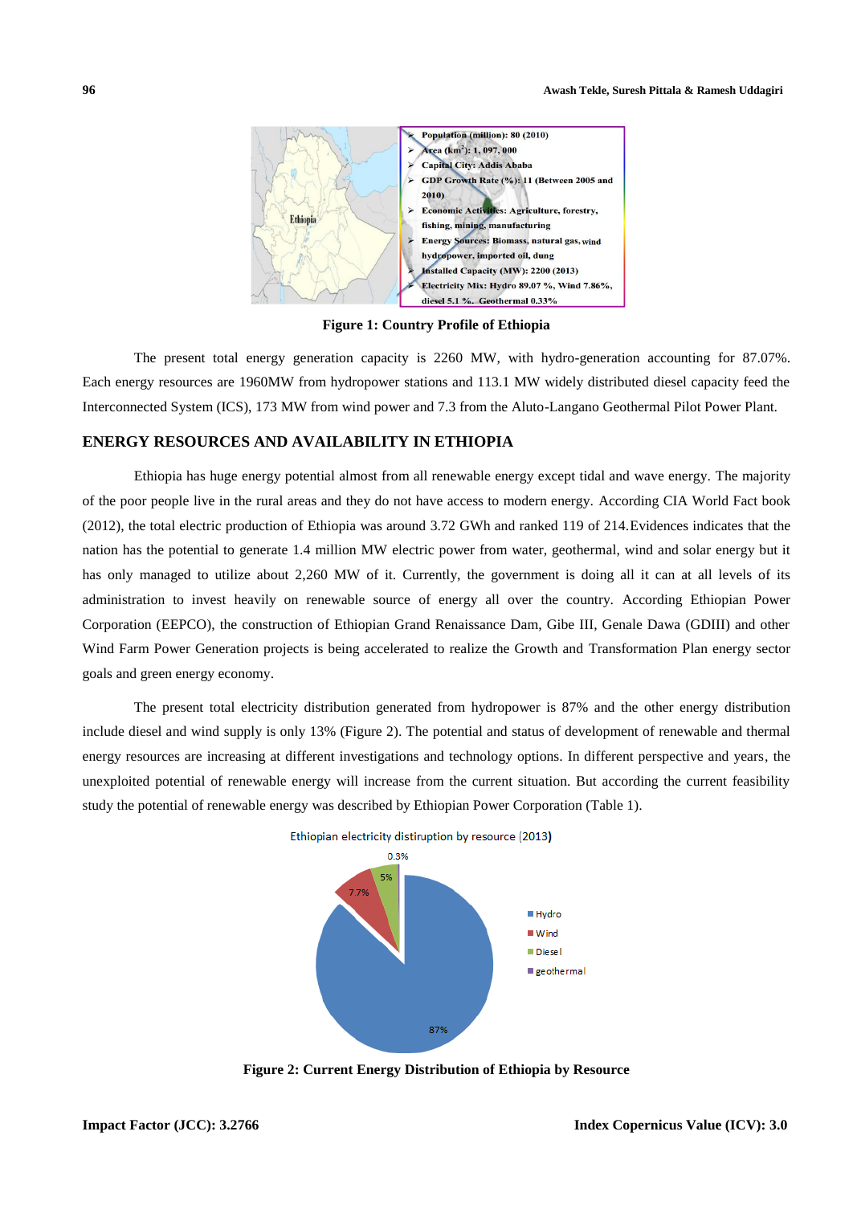- Population (million): 80 (2010)
- Area (km$^2$): 1, 097, 000
- Capital City: Addis Ababa
- GDP Growth Rate (%): 11 (Between 2005 and 2010)
- Economic Activities: Agriculture, forestry, fishing, mining, manufacturing
- Energy Sources: Biomass, natural gas, wind hydropower, imported oil, dung
- Installed Capacity (MW): 2200 (2013)
- Electricity Mix: Hydro 89.07 %, Wind 7.86%, diesel 5.1 %, Geothermal 0.33%

**Figure 1: Country Profile of Ethiopia**

The present total energy generation capacity is 2260 MW, with hydro-generation accounting for 87.07%. Each energy resources are 1960MW from hydropower stations and 113.1 MW widely distributed diesel capacity feed the Interconnected System (ICS), 173 MW from wind power and 7.3 from the Aluto-Langano Geothermal Pilot Power Plant.

## ENERGY RESOURCES AND AVAILABILITY IN ETHIOPIA

Ethiopia has huge energy potential almost from all renewable energy except tidal and wave energy. The majority of the poor people live in the rural areas and they do not have access to modern energy. According CIA World Fact book (2012), the total electric production of Ethiopia was around 3.72 GWh and ranked 119 of 214.Evidences indicates that the nation has the potential to generate 1.4 million MW electric power from water, geothermal, wind and solar energy but it has only managed to utilize about 2,260 MW of it. Currently, the government is doing all it can at all levels of its administration to invest heavily on renewable source of energy all over the country. According Ethiopian Power Corporation (EEPCO), the construction of Ethiopian Grand Renaissance Dam, Gibe III, Genale Dawa (GDIII) and other Wind Farm Power Generation projects is being accelerated to realize the Growth and Transformation Plan energy sector goals and green energy economy.

The present total electricity distribution generated from hydropower is 87% and the other energy distribution include diesel and wind supply is only 13% (Figure 2). The potential and status of development of renewable and thermal energy resources are increasing at different investigations and technology options. In different perspective and years, the unexploited potential of renewable energy will increase from the current situation. But according the current feasibility study the potential of renewable energy was described by Ethiopian Power Corporation (Table 1).

Ethiopian electricity distiruption by resource (2013)

- Hydro: 87%
- Wind: 7.7%
- Diesel: 5%
- geothermal: 0.3%

**Figure 2: Current Energy Distribution of Ethiopia by Resource**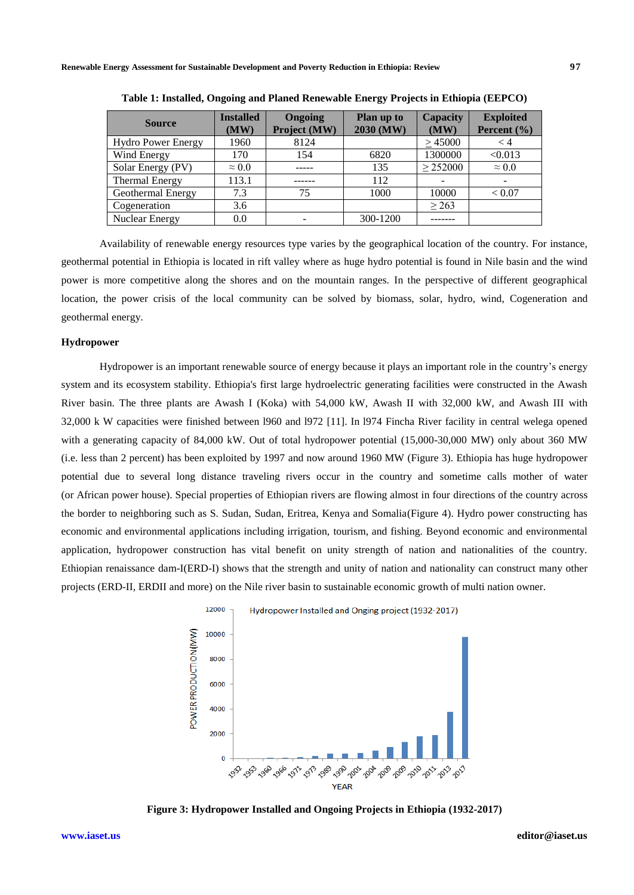**Table 1: Installed, Ongoing and Planed Renewable Energy Projects in Ethiopia (EEPCO)**

| Source | Installed (MW) | Ongoing Project (MW) | Plan up to 2030 (MW) | Capacity (MW) | Exploited Percent (%) |
|---|---|---|---|---|---|
| Hydro Power Energy | 1960 | 8124 | | ≥ 45000 | < 4 |
| Wind Energy | 170 | 154 | 6820 | 1300000 | <0.013 |
| Solar Energy (PV) | ≈ 0.0 | ----- | 135 | ≥ 252000 | ≈ 0.0 |
| Thermal Energy | 113.1 | ------ | 112 | - | - |
| Geothermal Energy | 7.3 | 75 | 1000 | 10000 | < 0.07 |
| Cogeneration | 3.6 | | | ≥ 263 | |
| Nuclear Energy | 0.0 | - | 300-1200 | ------- | |

Availability of renewable energy resources type varies by the geographical location of the country. For instance, geothermal potential in Ethiopia is located in rift valley where as huge hydro potential is found in Nile basin and the wind power is more competitive along the shores and on the mountain ranges. In the perspective of different geographical location, the power crisis of the local community can be solved by biomass, solar, hydro, wind, Cogeneration and geothermal energy.

## Hydropower

Hydropower is an important renewable source of energy because it plays an important role in the country's energy system and its ecosystem stability. Ethiopia's first large hydroelectric generating facilities were constructed in the Awash River basin. The three plants are Awash I (Koka) with 54,000 kW, Awash II with 32,000 kW, and Awash III with 32,000 k W capacities were finished between l960 and l972 [11]. In l974 Fincha River facility in central welega opened with a generating capacity of 84,000 kW. Out of total hydropower potential (15,000-30,000 MW) only about 360 MW (i.e. less than 2 percent) has been exploited by 1997 and now around 1960 MW (Figure 3). Ethiopia has huge hydropower potential due to several long distance traveling rivers occur in the country and sometime calls mother of water (or African power house). Special properties of Ethiopian rivers are flowing almost in four directions of the country across the border to neighboring such as S. Sudan, Sudan, Eritrea, Kenya and Somalia(Figure 4). Hydro power constructing has economic and environmental applications including irrigation, tourism, and fishing. Beyond economic and environmental application, hydropower construction has vital benefit on unity strength of nation and nationalities of the country. Ethiopian renaissance dam-I(ERD-I) shows that the strength and unity of nation and nationality can construct many other projects (ERD-II, ERDII and more) on the Nile river basin to sustainable economic growth of multi nation owner.

**Figure 3: Hydropower Installed and Ongoing Projects in Ethiopia (1932-2017)**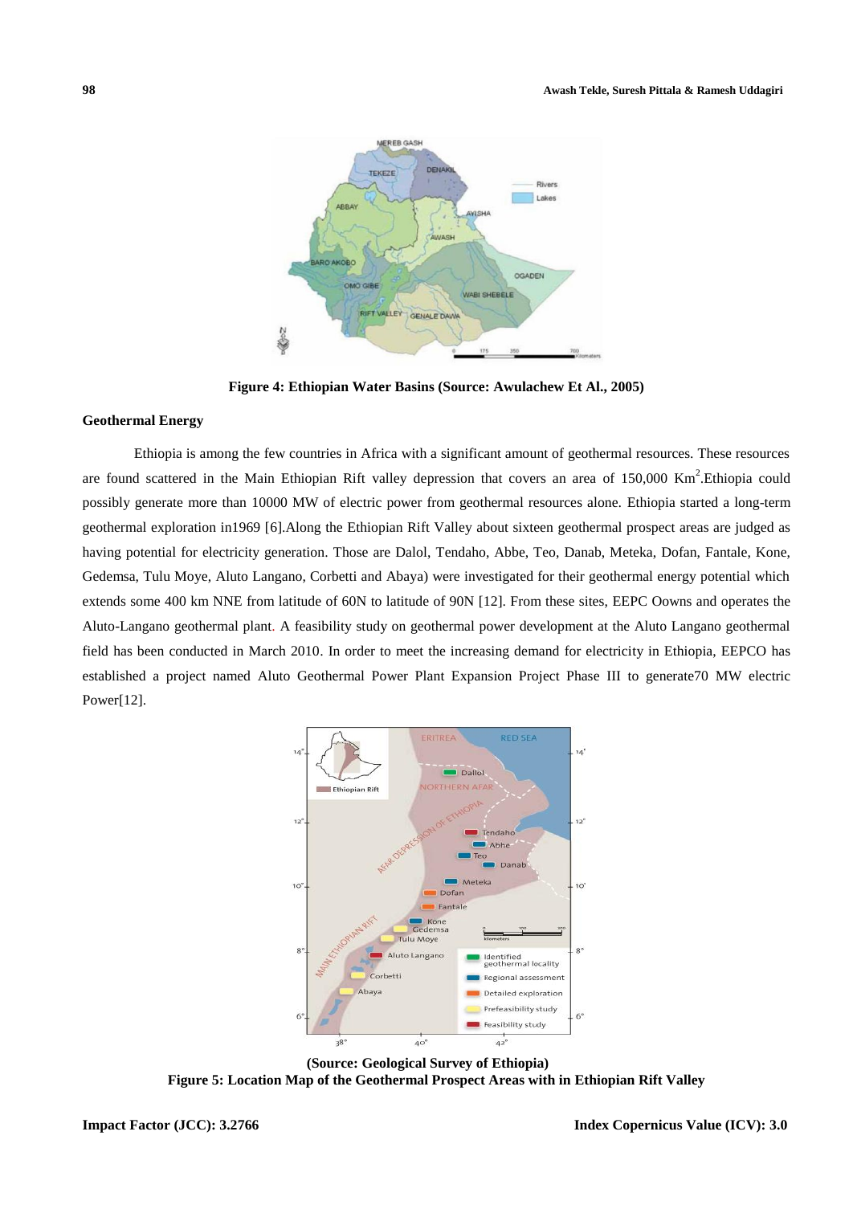Figure 4: Ethiopian Water Basins (Source: Awulachew Et Al., 2005)

## Geothermal Energy

Ethiopia is among the few countries in Africa with a significant amount of geothermal resources. These resources are found scattered in the Main Ethiopian Rift valley depression that covers an area of 150,000 $Km^2$.Ethiopia could possibly generate more than 10000 MW of electric power from geothermal resources alone. Ethiopia started a long-term geothermal exploration in1969 [6].Along the Ethiopian Rift Valley about sixteen geothermal prospect areas are judged as having potential for electricity generation. Those are Dalol, Tendaho, Abbe, Teo, Danab, Meteka, Dofan, Fantale, Kone, Gedemsa, Tulu Moye, Aluto Langano, Corbetti and Abaya) were investigated for their geothermal energy potential which extends some 400 km NNE from latitude of 60N to latitude of 90N [12]. From these sites, EEPC Oowns and operates the Aluto-Langano geothermal plant. A feasibility study on geothermal power development at the Aluto Langano geothermal field has been conducted in March 2010. In order to meet the increasing demand for electricity in Ethiopia, EEPCO has established a project named Aluto Geothermal Power Plant Expansion Project Phase III to generate70 MW electric Power[12].

(Source: Geological Survey of Ethiopia)

Figure 5: Location Map of the Geothermal Prospect Areas with in Ethiopian Rift Valley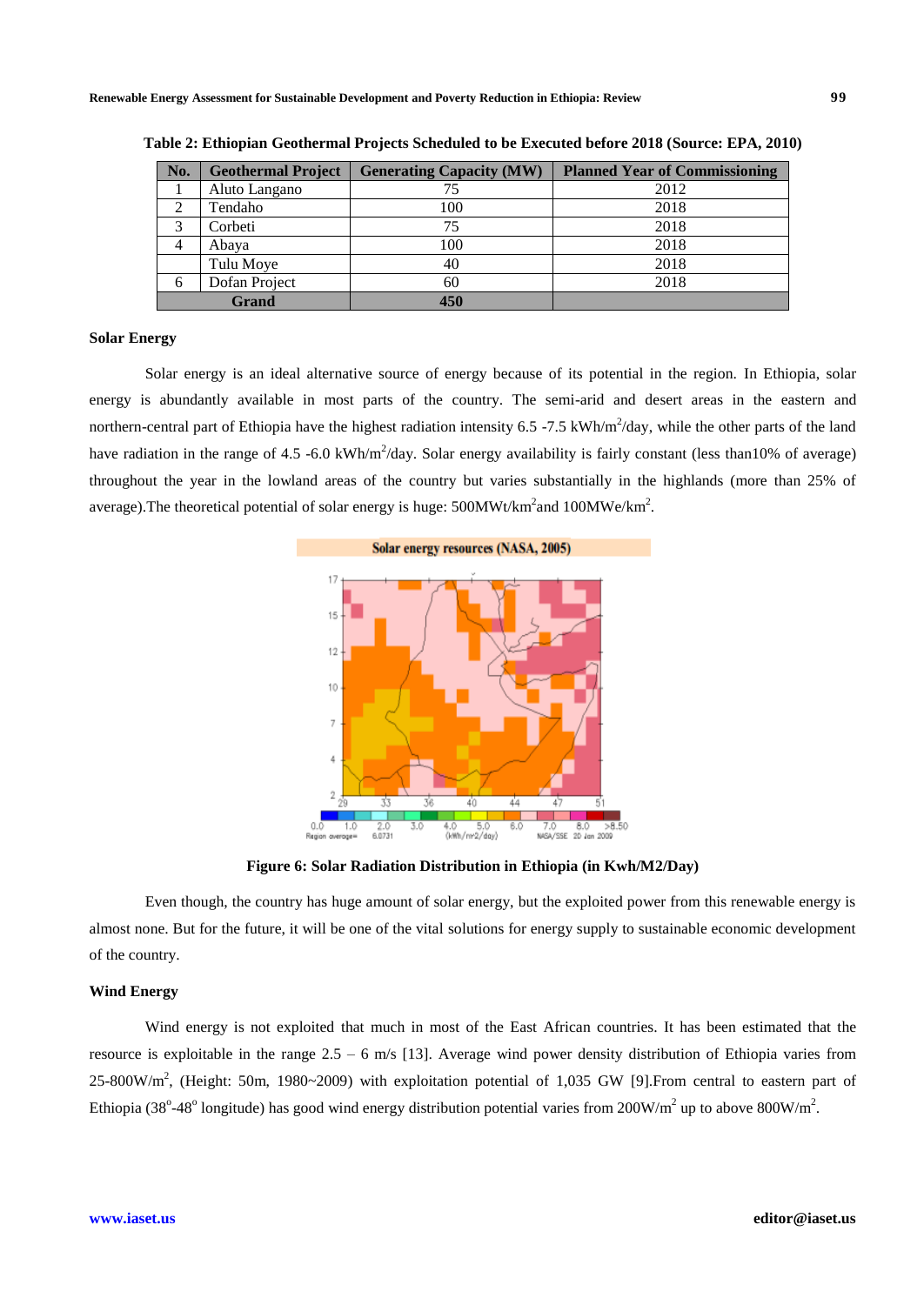Table 2: Ethiopian Geothermal Projects Scheduled to be Executed before 2018 (Source: EPA, 2010)

| No. | Geothermal Project | Generating Capacity (MW) | Planned Year of Commissioning |
|---|---|---|---|
| 1 | Aluto Langano | 75 | 2012 |
| 2 | Tendaho | 100 | 2018 |
| 3 | Corbeti | 75 | 2018 |
| 4 | Abaya | 100 | 2018 |
| | Tulu Moye | 40 | 2018 |
| 6 | Dofan Project | 60 | 2018 |
| **Grand** | | **450** | |

### Solar Energy

Solar energy is an ideal alternative source of energy because of its potential in the region. In Ethiopia, solar energy is abundantly available in most parts of the country. The semi-arid and desert areas in the eastern and northern-central part of Ethiopia have the highest radiation intensity 6.5 -7.5 kWh/m$^2$/day, while the other parts of the land have radiation in the range of 4.5 -6.0 kWh/m$^2$/day. Solar energy availability is fairly constant (less than10% of average) throughout the year in the lowland areas of the country but varies substantially in the highlands (more than 25% of average).The theoretical potential of solar energy is huge: 500MWt/km$^2$and 100MWe/km$^2$.

Figure 6: Solar Radiation Distribution in Ethiopia (in Kwh/M2/Day)

Even though, the country has huge amount of solar energy, but the exploited power from this renewable energy is almost none. But for the future, it will be one of the vital solutions for energy supply to sustainable economic development of the country.

### Wind Energy

Wind energy is not exploited that much in most of the East African countries. It has been estimated that the resource is exploitable in the range 2.5 – 6 m/s [13]. Average wind power density distribution of Ethiopia varies from 25-800W/m$^2$, (Height: 50m, 1980~2009) with exploitation potential of 1,035 GW [9].From central to eastern part of Ethiopia (38$^o$-48$^o$ longitude) has good wind energy distribution potential varies from 200W/m$^2$ up to above 800W/m$^2$.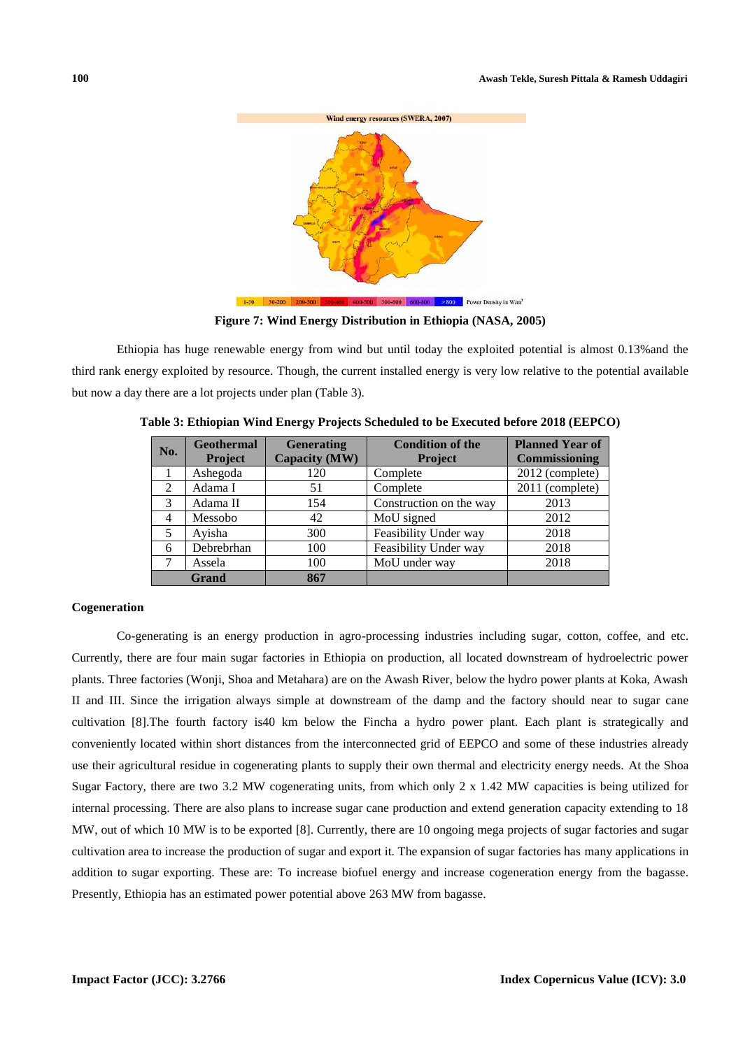Figure 7: Wind Energy Distribution in Ethiopia (NASA, 2005)

Ethiopia has huge renewable energy from wind but until today the exploited potential is almost 0.13%and the third rank energy exploited by resource. Though, the current installed energy is very low relative to the potential available but now a day there are a lot projects under plan (Table 3).

**Table 3: Ethiopian Wind Energy Projects Scheduled to be Executed before 2018 (EEPCO)**

| No. | Geothermal Project | Generating Capacity (MW) | Condition of the Project | Planned Year of Commissioning |
|---|---|---|---|---|
| 1 | Ashegoda | 120 | Complete | 2012 (complete) |
| 2 | Adama I | 51 | Complete | 2011 (complete) |
| 3 | Adama II | 154 | Construction on the way | 2013 |
| 4 | Messobo | 42 | MoU signed | 2012 |
| 5 | Ayisha | 300 | Feasibility Under way | 2018 |
| 6 | Debrebrhan | 100 | Feasibility Under way | 2018 |
| 7 | Assela | 100 | MoU under way | 2018 |
| **Grand** | | **867** | | |

**Cogeneration**

Co-generating is an energy production in agro-processing industries including sugar, cotton, coffee, and etc. Currently, there are four main sugar factories in Ethiopia on production, all located downstream of hydroelectric power plants. Three factories (Wonji, Shoa and Metahara) are on the Awash River, below the hydro power plants at Koka, Awash II and III. Since the irrigation always simple at downstream of the damp and the factory should near to sugar cane cultivation [8].The fourth factory is40 km below the Fincha a hydro power plant. Each plant is strategically and conveniently located within short distances from the interconnected grid of EEPCO and some of these industries already use their agricultural residue in cogenerating plants to supply their own thermal and electricity energy needs. At the Shoa Sugar Factory, there are two 3.2 MW cogenerating units, from which only 2 x 1.42 MW capacities is being utilized for internal processing. There are also plans to increase sugar cane production and extend generation capacity extending to 18 MW, out of which 10 MW is to be exported [8]. Currently, there are 10 ongoing mega projects of sugar factories and sugar cultivation area to increase the production of sugar and export it. The expansion of sugar factories has many applications in addition to sugar exporting. These are: To increase biofuel energy and increase cogeneration energy from the bagasse. Presently, Ethiopia has an estimated power potential above 263 MW from bagasse.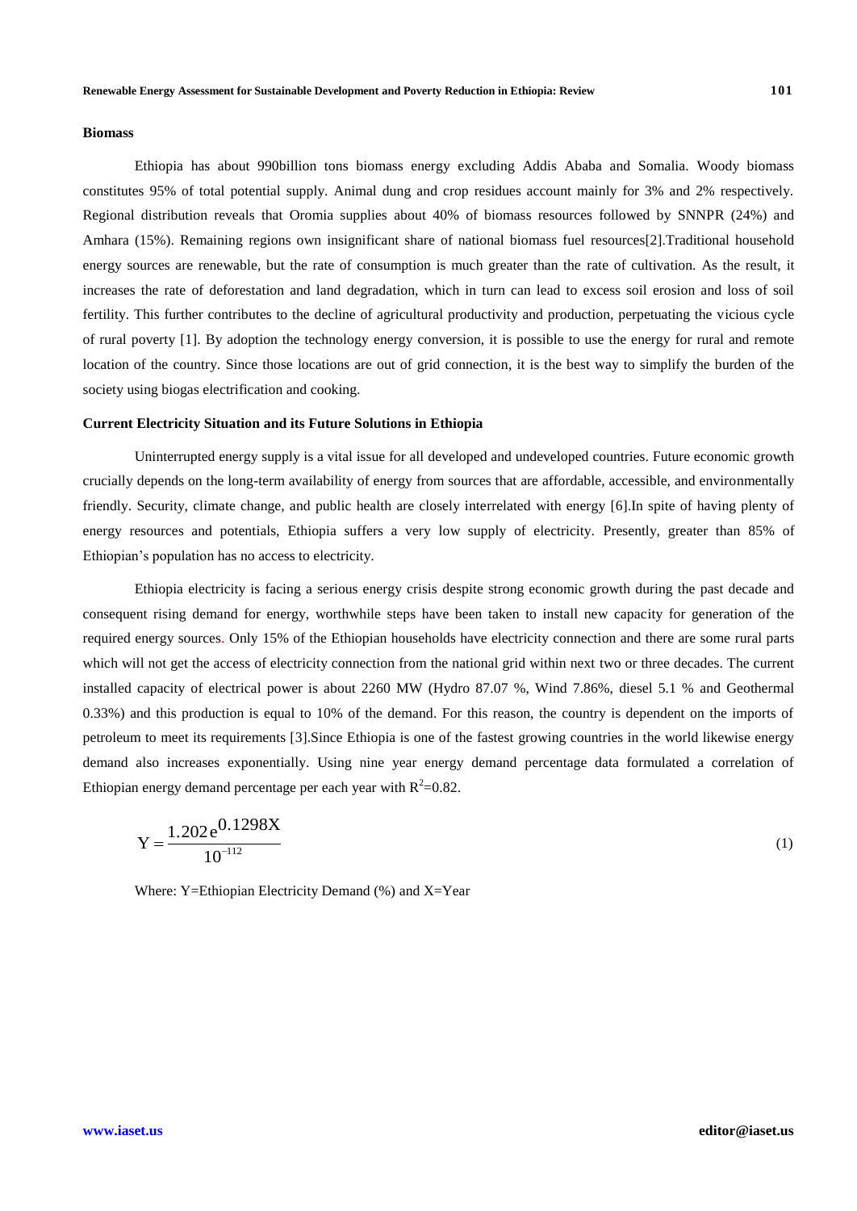### Biomass

Ethiopia has about 990billion tons biomass energy excluding Addis Ababa and Somalia. Woody biomass constitutes 95% of total potential supply. Animal dung and crop residues account mainly for 3% and 2% respectively. Regional distribution reveals that Oromia supplies about 40% of biomass resources followed by SNNPR (24%) and Amhara (15%). Remaining regions own insignificant share of national biomass fuel resources[2].Traditional household energy sources are renewable, but the rate of consumption is much greater than the rate of cultivation. As the result, it increases the rate of deforestation and land degradation, which in turn can lead to excess soil erosion and loss of soil fertility. This further contributes to the decline of agricultural productivity and production, perpetuating the vicious cycle of rural poverty [1]. By adoption the technology energy conversion, it is possible to use the energy for rural and remote location of the country. Since those locations are out of grid connection, it is the best way to simplify the burden of the society using biogas electrification and cooking.

### Current Electricity Situation and its Future Solutions in Ethiopia

Uninterrupted energy supply is a vital issue for all developed and undeveloped countries. Future economic growth crucially depends on the long-term availability of energy from sources that are affordable, accessible, and environmentally friendly. Security, climate change, and public health are closely interrelated with energy [6].In spite of having plenty of energy resources and potentials, Ethiopia suffers a very low supply of electricity. Presently, greater than 85% of Ethiopian's population has no access to electricity.

Ethiopia electricity is facing a serious energy crisis despite strong economic growth during the past decade and consequent rising demand for energy, worthwhile steps have been taken to install new capacity for generation of the required energy sources. Only 15% of the Ethiopian households have electricity connection and there are some rural parts which will not get the access of electricity connection from the national grid within next two or three decades. The current installed capacity of electrical power is about 2260 MW (Hydro 87.07 %, Wind 7.86%, diesel 5.1 % and Geothermal 0.33%) and this production is equal to 10% of the demand. For this reason, the country is dependent on the imports of petroleum to meet its requirements [3].Since Ethiopia is one of the fastest growing countries in the world likewise energy demand also increases exponentially. Using nine year energy demand percentage data formulated a correlation of Ethiopian energy demand percentage per each year with $R^2$=0.82.

$$Y = \frac{1.202\,e^{0.1298X}}{10^{-112}} \tag{1}$$

Where: Y=Ethiopian Electricity Demand (%) and X=Year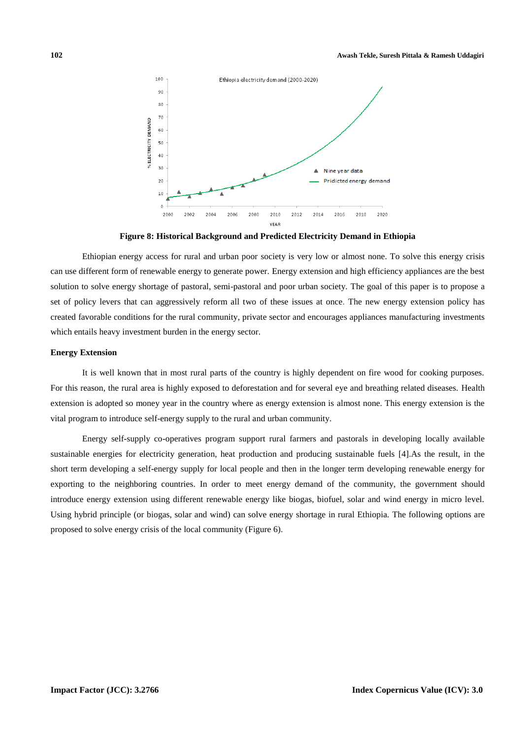**Figure 8: Historical Background and Predicted Electricity Demand in Ethiopia**

Ethiopian energy access for rural and urban poor society is very low or almost none. To solve this energy crisis can use different form of renewable energy to generate power. Energy extension and high efficiency appliances are the best solution to solve energy shortage of pastoral, semi-pastoral and poor urban society. The goal of this paper is to propose a set of policy levers that can aggressively reform all two of these issues at once. The new energy extension policy has created favorable conditions for the rural community, private sector and encourages appliances manufacturing investments which entails heavy investment burden in the energy sector.

**Energy Extension**

It is well known that in most rural parts of the country is highly dependent on fire wood for cooking purposes. For this reason, the rural area is highly exposed to deforestation and for several eye and breathing related diseases. Health extension is adopted so money year in the country where as energy extension is almost none. This energy extension is the vital program to introduce self-energy supply to the rural and urban community.

Energy self-supply co-operatives program support rural farmers and pastorals in developing locally available sustainable energies for electricity generation, heat production and producing sustainable fuels [4].As the result, in the short term developing a self-energy supply for local people and then in the longer term developing renewable energy for exporting to the neighboring countries. In order to meet energy demand of the community, the government should introduce energy extension using different renewable energy like biogas, biofuel, solar and wind energy in micro level. Using hybrid principle (or biogas, solar and wind) can solve energy shortage in rural Ethiopia. The following options are proposed to solve energy crisis of the local community (Figure 6).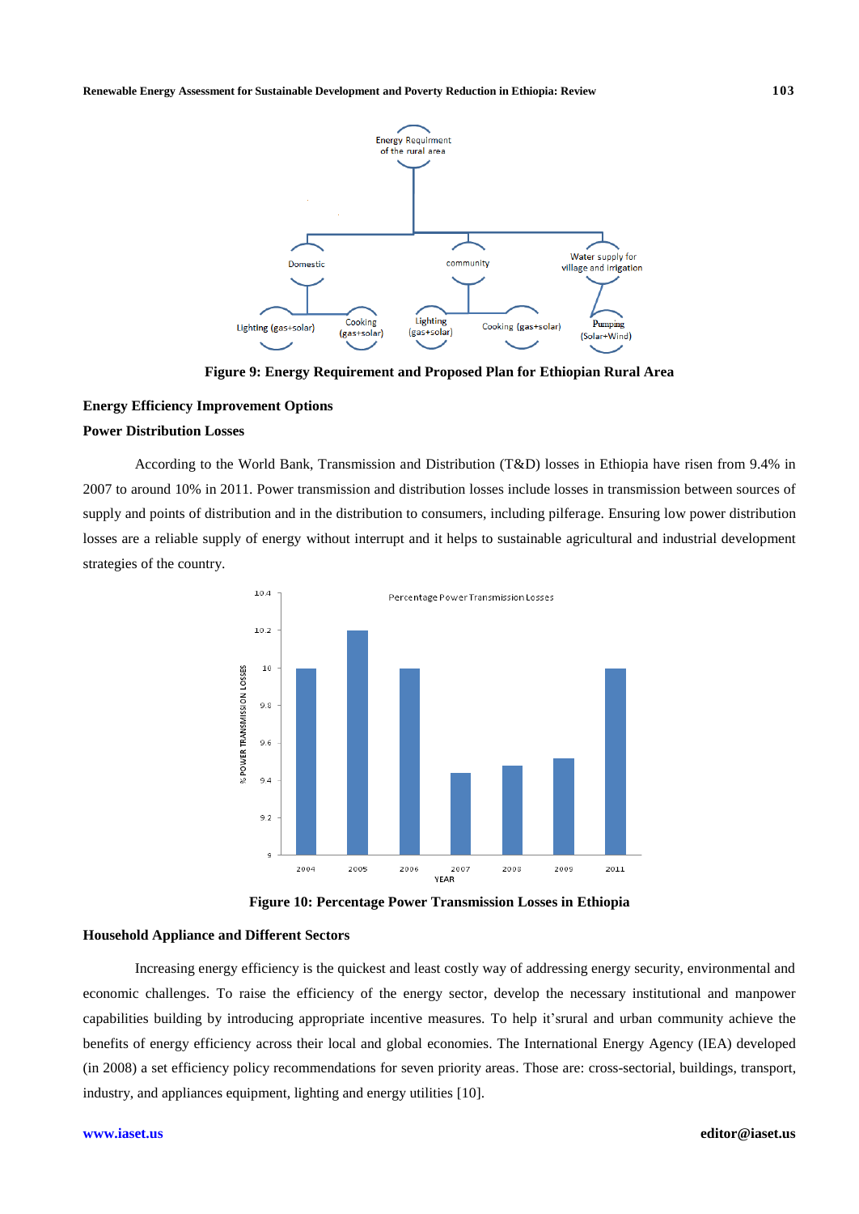Figure 9: Energy Requirement and Proposed Plan for Ethiopian Rural Area

## Energy Efficiency Improvement Options

### Power Distribution Losses

According to the World Bank, Transmission and Distribution (T&D) losses in Ethiopia have risen from 9.4% in 2007 to around 10% in 2011. Power transmission and distribution losses include losses in transmission between sources of supply and points of distribution and in the distribution to consumers, including pilferage. Ensuring low power distribution losses are a reliable supply of energy without interrupt and it helps to sustainable agricultural and industrial development strategies of the country.

Figure 10: Percentage Power Transmission Losses in Ethiopia

### Household Appliance and Different Sectors

Increasing energy efficiency is the quickest and least costly way of addressing energy security, environmental and economic challenges. To raise the efficiency of the energy sector, develop the necessary institutional and manpower capabilities building by introducing appropriate incentive measures. To help it'srural and urban community achieve the benefits of energy efficiency across their local and global economies. The International Energy Agency (IEA) developed (in 2008) a set efficiency policy recommendations for seven priority areas. Those are: cross-sectorial, buildings, transport, industry, and appliances equipment, lighting and energy utilities [10].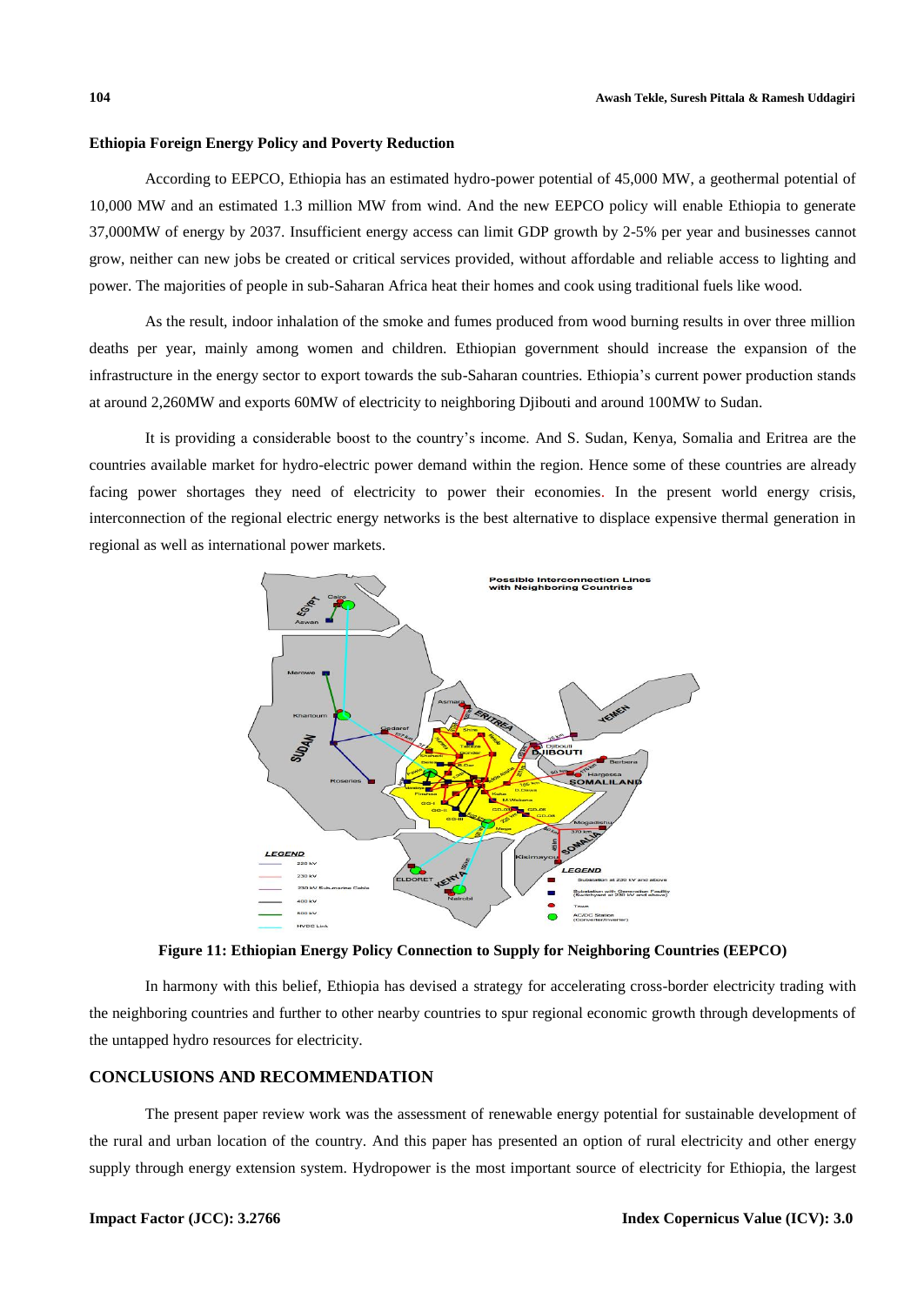### Ethiopia Foreign Energy Policy and Poverty Reduction

According to EEPCO, Ethiopia has an estimated hydro-power potential of 45,000 MW, a geothermal potential of 10,000 MW and an estimated 1.3 million MW from wind. And the new EEPCO policy will enable Ethiopia to generate 37,000MW of energy by 2037. Insufficient energy access can limit GDP growth by 2-5% per year and businesses cannot grow, neither can new jobs be created or critical services provided, without affordable and reliable access to lighting and power. The majorities of people in sub-Saharan Africa heat their homes and cook using traditional fuels like wood.

As the result, indoor inhalation of the smoke and fumes produced from wood burning results in over three million deaths per year, mainly among women and children. Ethiopian government should increase the expansion of the infrastructure in the energy sector to export towards the sub-Saharan countries. Ethiopia's current power production stands at around 2,260MW and exports 60MW of electricity to neighboring Djibouti and around 100MW to Sudan.

It is providing a considerable boost to the country's income. And S. Sudan, Kenya, Somalia and Eritrea are the countries available market for hydro-electric power demand within the region. Hence some of these countries are already facing power shortages they need of electricity to power their economies. In the present world energy crisis, interconnection of the regional electric energy networks is the best alternative to displace expensive thermal generation in regional as well as international power markets.

**Figure 11: Ethiopian Energy Policy Connection to Supply for Neighboring Countries (EEPCO)**

In harmony with this belief, Ethiopia has devised a strategy for accelerating cross-border electricity trading with the neighboring countries and further to other nearby countries to spur regional economic growth through developments of the untapped hydro resources for electricity.

## CONCLUSIONS AND RECOMMENDATION

The present paper review work was the assessment of renewable energy potential for sustainable development of the rural and urban location of the country. And this paper has presented an option of rural electricity and other energy supply through energy extension system. Hydropower is the most important source of electricity for Ethiopia, the largest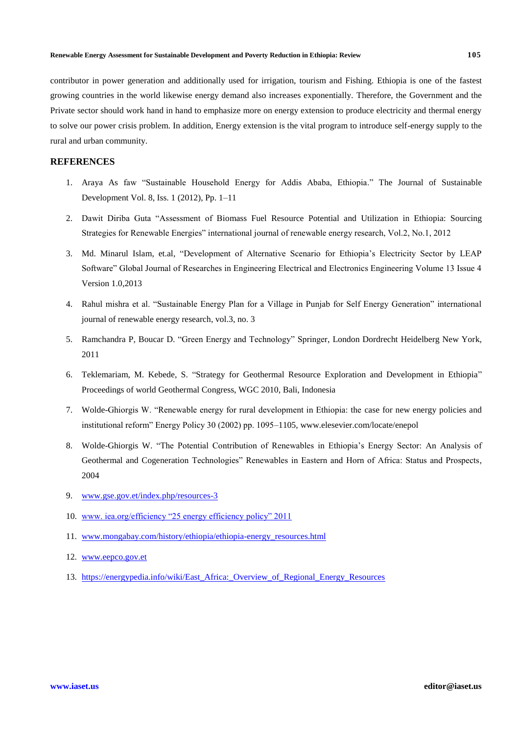contributor in power generation and additionally used for irrigation, tourism and Fishing. Ethiopia is one of the fastest growing countries in the world likewise energy demand also increases exponentially. Therefore, the Government and the Private sector should work hand in hand to emphasize more on energy extension to produce electricity and thermal energy to solve our power crisis problem. In addition, Energy extension is the vital program to introduce self-energy supply to the rural and urban community.

## REFERENCES

1. Araya As faw "Sustainable Household Energy for Addis Ababa, Ethiopia." The Journal of Sustainable Development Vol. 8, Iss. 1 (2012), Pp. 1–11
2. Dawit Diriba Guta "Assessment of Biomass Fuel Resource Potential and Utilization in Ethiopia: Sourcing Strategies for Renewable Energies" international journal of renewable energy research, Vol.2, No.1, 2012
3. Md. Minarul Islam, et.al, "Development of Alternative Scenario for Ethiopia's Electricity Sector by LEAP Software" Global Journal of Researches in Engineering Electrical and Electronics Engineering Volume 13 Issue 4 Version 1.0,2013
4. Rahul mishra et al. "Sustainable Energy Plan for a Village in Punjab for Self Energy Generation" international journal of renewable energy research, vol.3, no. 3
5. Ramchandra P, Boucar D. "Green Energy and Technology" Springer, London Dordrecht Heidelberg New York, 2011
6. Teklemariam, M. Kebede, S. "Strategy for Geothermal Resource Exploration and Development in Ethiopia" Proceedings of world Geothermal Congress, WGC 2010, Bali, Indonesia
7. Wolde-Ghiorgis W. "Renewable energy for rural development in Ethiopia: the case for new energy policies and institutional reform" Energy Policy 30 (2002) pp. 1095–1105, www.elesevier.com/locate/enepol
8. Wolde-Ghiorgis W. "The Potential Contribution of Renewables in Ethiopia's Energy Sector: An Analysis of Geothermal and Cogeneration Technologies" Renewables in Eastern and Horn of Africa: Status and Prospects, 2004
9. www.gse.gov.et/index.php/resources-3
10. www. iea.org/efficiency "25 energy efficiency policy" 2011
11. www.mongabay.com/history/ethiopia/ethiopia-energy_resources.html
12. www.eepco.gov.et
13. https://energypedia.info/wiki/East_Africa:_Overview_of_Regional_Energy_Resources